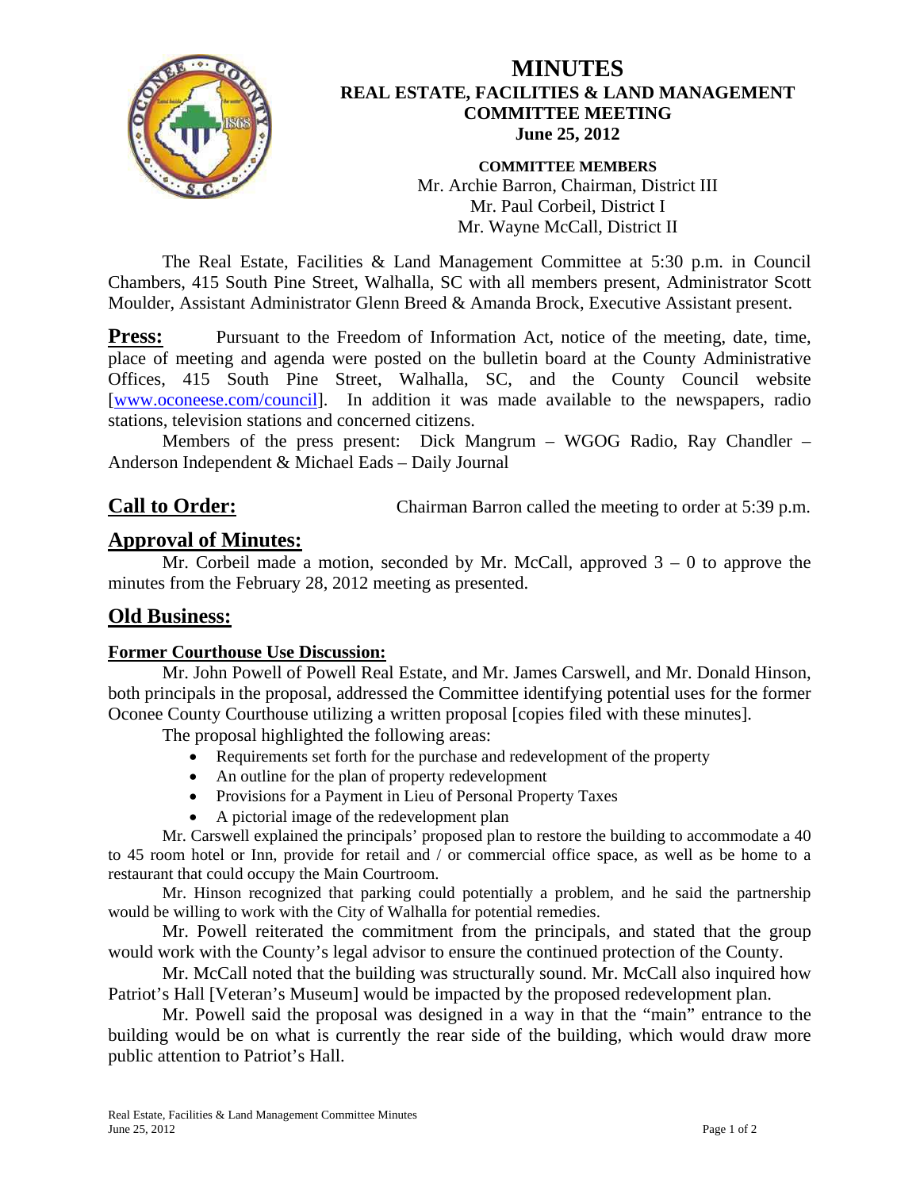# MINUTES
## REAL ESTATE, FACILITIES & LAND MANAGEMENT COMMITTEE MEETING
## June 25, 2012

**COMMITTEE MEMBERS**
Mr. Archie Barron, Chairman, District III
Mr. Paul Corbeil, District I
Mr. Wayne McCall, District II

The Real Estate, Facilities & Land Management Committee at 5:30 p.m. in Council Chambers, 415 South Pine Street, Walhalla, SC with all members present, Administrator Scott Moulder, Assistant Administrator Glenn Breed & Amanda Brock, Executive Assistant present.

**Press:** Pursuant to the Freedom of Information Act, notice of the meeting, date, time, place of meeting and agenda were posted on the bulletin board at the County Administrative Offices, 415 South Pine Street, Walhalla, SC, and the County Council website [www.oconeese.com/council]. In addition it was made available to the newspapers, radio stations, television stations and concerned citizens.

Members of the press present: Dick Mangrum – WGOG Radio, Ray Chandler – Anderson Independent & Michael Eads – Daily Journal

**Call to Order:** Chairman Barron called the meeting to order at 5:39 p.m.

## Approval of Minutes:

Mr. Corbeil made a motion, seconded by Mr. McCall, approved 3 – 0 to approve the minutes from the February 28, 2012 meeting as presented.

## Old Business:

### Former Courthouse Use Discussion:

Mr. John Powell of Powell Real Estate, and Mr. James Carswell, and Mr. Donald Hinson, both principals in the proposal, addressed the Committee identifying potential uses for the former Oconee County Courthouse utilizing a written proposal [copies filed with these minutes].

The proposal highlighted the following areas:

- Requirements set forth for the purchase and redevelopment of the property
- An outline for the plan of property redevelopment
- Provisions for a Payment in Lieu of Personal Property Taxes
- A pictorial image of the redevelopment plan

Mr. Carswell explained the principals' proposed plan to restore the building to accommodate a 40 to 45 room hotel or Inn, provide for retail and / or commercial office space, as well as be home to a restaurant that could occupy the Main Courtroom.

Mr. Hinson recognized that parking could potentially a problem, and he said the partnership would be willing to work with the City of Walhalla for potential remedies.

Mr. Powell reiterated the commitment from the principals, and stated that the group would work with the County's legal advisor to ensure the continued protection of the County.

Mr. McCall noted that the building was structurally sound. Mr. McCall also inquired how Patriot's Hall [Veteran's Museum] would be impacted by the proposed redevelopment plan.

Mr. Powell said the proposal was designed in a way in that the "main" entrance to the building would be on what is currently the rear side of the building, which would draw more public attention to Patriot's Hall.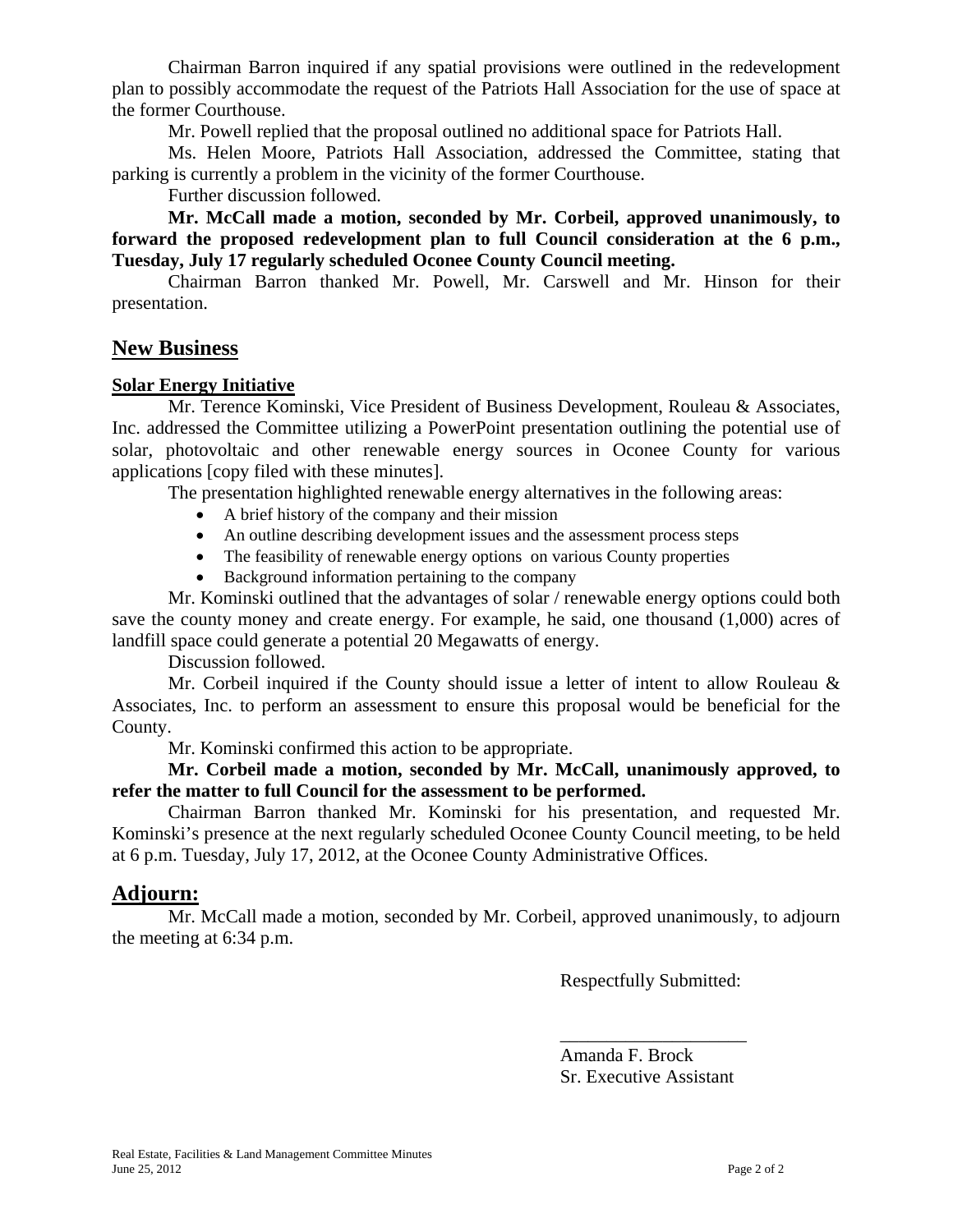Chairman Barron inquired if any spatial provisions were outlined in the redevelopment plan to possibly accommodate the request of the Patriots Hall Association for the use of space at the former Courthouse.

Mr. Powell replied that the proposal outlined no additional space for Patriots Hall.

Ms. Helen Moore, Patriots Hall Association, addressed the Committee, stating that parking is currently a problem in the vicinity of the former Courthouse.

Further discussion followed.

**Mr. McCall made a motion, seconded by Mr. Corbeil, approved unanimously, to forward the proposed redevelopment plan to full Council consideration at the 6 p.m., Tuesday, July 17 regularly scheduled Oconee County Council meeting.**

Chairman Barron thanked Mr. Powell, Mr. Carswell and Mr. Hinson for their presentation.

## New Business

### Solar Energy Initiative

Mr. Terence Kominski, Vice President of Business Development, Rouleau & Associates, Inc. addressed the Committee utilizing a PowerPoint presentation outlining the potential use of solar, photovoltaic and other renewable energy sources in Oconee County for various applications [copy filed with these minutes].

The presentation highlighted renewable energy alternatives in the following areas:

- A brief history of the company and their mission
- An outline describing development issues and the assessment process steps
- The feasibility of renewable energy options on various County properties
- Background information pertaining to the company

Mr. Kominski outlined that the advantages of solar / renewable energy options could both save the county money and create energy. For example, he said, one thousand (1,000) acres of landfill space could generate a potential 20 Megawatts of energy.

Discussion followed.

Mr. Corbeil inquired if the County should issue a letter of intent to allow Rouleau & Associates, Inc. to perform an assessment to ensure this proposal would be beneficial for the County.

Mr. Kominski confirmed this action to be appropriate.

**Mr. Corbeil made a motion, seconded by Mr. McCall, unanimously approved, to refer the matter to full Council for the assessment to be performed.**

Chairman Barron thanked Mr. Kominski for his presentation, and requested Mr. Kominski's presence at the next regularly scheduled Oconee County Council meeting, to be held at 6 p.m. Tuesday, July 17, 2012, at the Oconee County Administrative Offices.

## Adjourn:

Mr. McCall made a motion, seconded by Mr. Corbeil, approved unanimously, to adjourn the meeting at 6:34 p.m.

Respectfully Submitted:

\_\_\_\_\_\_\_\_\_\_\_\_\_\_\_\_\_\_\_\_

Amanda F. Brock
Sr. Executive Assistant